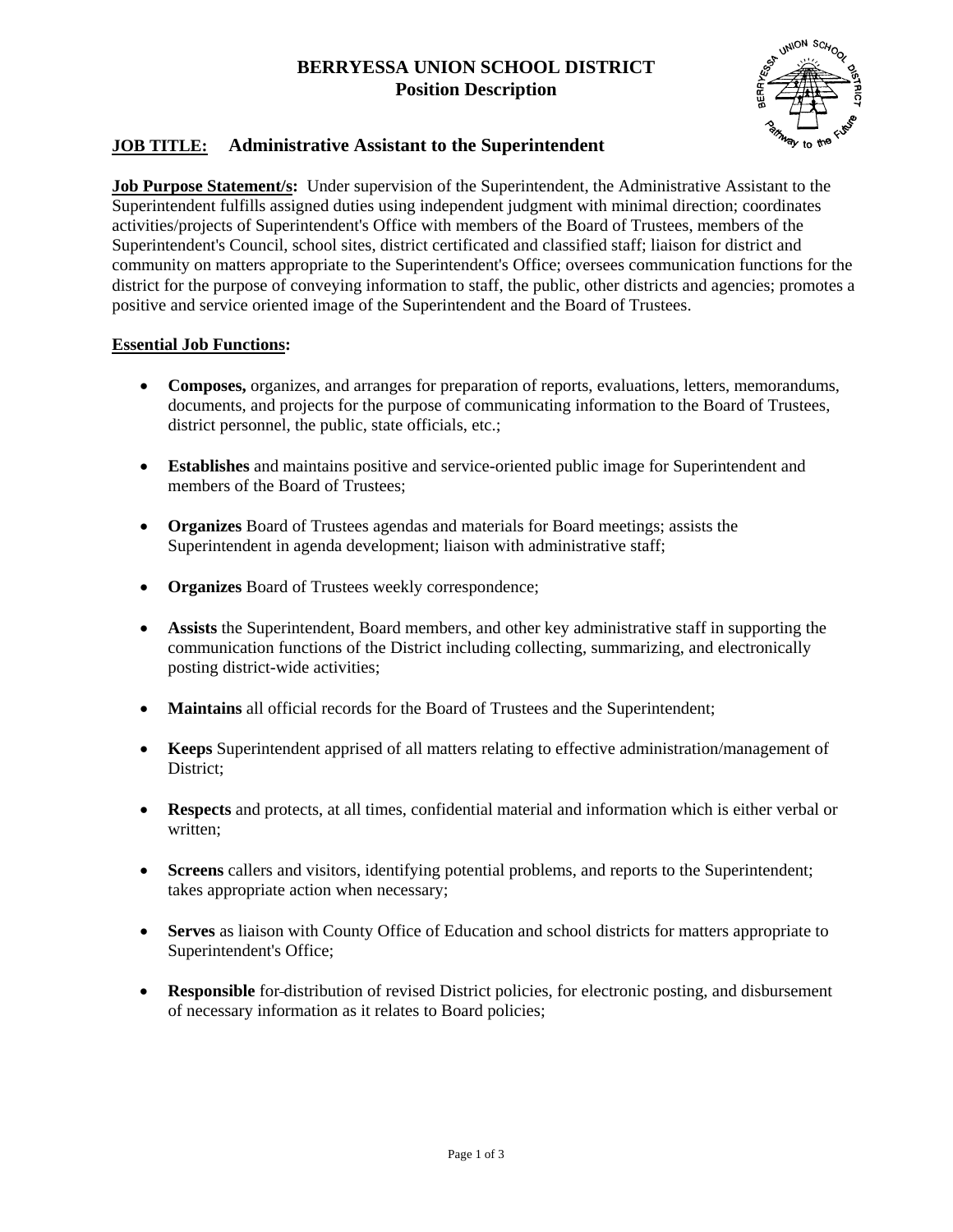# BERRYESSA UNION SCHOOL DISTRICT
## Position Description

**JOB TITLE:** **Administrative Assistant to the Superintendent**

**Job Purpose Statement/s:** Under supervision of the Superintendent, the Administrative Assistant to the Superintendent fulfills assigned duties using independent judgment with minimal direction; coordinates activities/projects of Superintendent's Office with members of the Board of Trustees, members of the Superintendent's Council, school sites, district certificated and classified staff; liaison for district and community on matters appropriate to the Superintendent's Office; oversees communication functions for the district for the purpose of conveying information to staff, the public, other districts and agencies; promotes a positive and service oriented image of the Superintendent and the Board of Trustees.

**Essential Job Functions:**

- **Composes,** organizes, and arranges for preparation of reports, evaluations, letters, memorandums, documents, and projects for the purpose of communicating information to the Board of Trustees, district personnel, the public, state officials, etc.;
- **Establishes** and maintains positive and service-oriented public image for Superintendent and members of the Board of Trustees;
- **Organizes** Board of Trustees agendas and materials for Board meetings; assists the Superintendent in agenda development; liaison with administrative staff;
- **Organizes** Board of Trustees weekly correspondence;
- **Assists** the Superintendent, Board members, and other key administrative staff in supporting the communication functions of the District including collecting, summarizing, and electronically posting district-wide activities;
- **Maintains** all official records for the Board of Trustees and the Superintendent;
- **Keeps** Superintendent apprised of all matters relating to effective administration/management of District;
- **Respects** and protects, at all times, confidential material and information which is either verbal or written;
- **Screens** callers and visitors, identifying potential problems, and reports to the Superintendent; takes appropriate action when necessary;
- **Serves** as liaison with County Office of Education and school districts for matters appropriate to Superintendent's Office;
- **Responsible** for distribution of revised District policies, for electronic posting, and disbursement of necessary information as it relates to Board policies;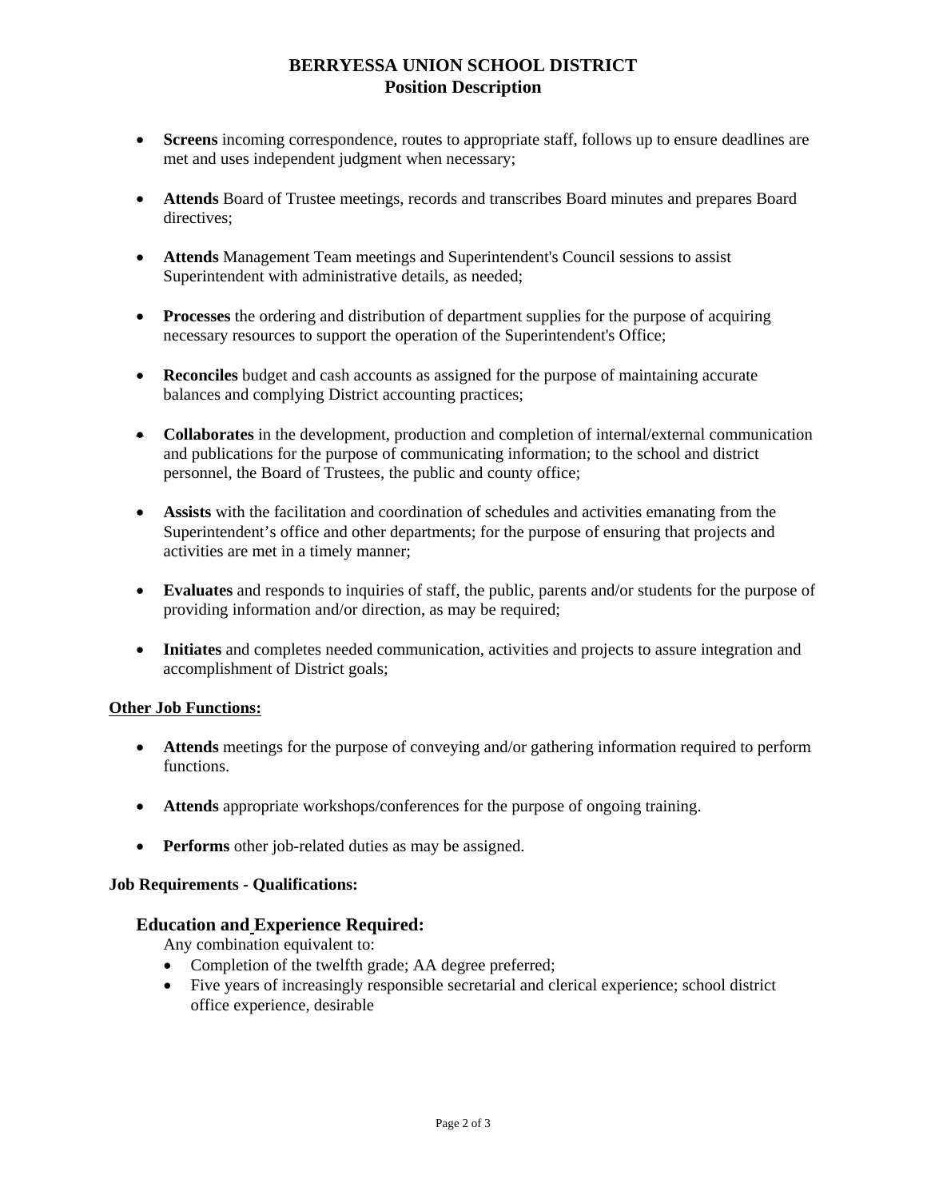- **Screens** incoming correspondence, routes to appropriate staff, follows up to ensure deadlines are met and uses independent judgment when necessary;

- **Attends** Board of Trustee meetings, records and transcribes Board minutes and prepares Board directives;

- **Attends** Management Team meetings and Superintendent's Council sessions to assist Superintendent with administrative details, as needed;

- **Processes** the ordering and distribution of department supplies for the purpose of acquiring necessary resources to support the operation of the Superintendent's Office;

- **Reconciles** budget and cash accounts as assigned for the purpose of maintaining accurate balances and complying District accounting practices;

- **Collaborates** in the development, production and completion of internal/external communication and publications for the purpose of communicating information; to the school and district personnel, the Board of Trustees, the public and county office;

- **Assists** with the facilitation and coordination of schedules and activities emanating from the Superintendent's office and other departments; for the purpose of ensuring that projects and activities are met in a timely manner;

- **Evaluates** and responds to inquiries of staff, the public, parents and/or students for the purpose of providing information and/or direction, as may be required;

- **Initiates** and completes needed communication, activities and projects to assure integration and accomplishment of District goals;

**Other Job Functions:**

- **Attends** meetings for the purpose of conveying and/or gathering information required to perform functions.

- **Attends** appropriate workshops/conferences for the purpose of ongoing training.

- **Performs** other job-related duties as may be assigned.

**Job Requirements - Qualifications:**

### Education and Experience Required:

Any combination equivalent to:

- Completion of the twelfth grade; AA degree preferred;
- Five years of increasingly responsible secretarial and clerical experience; school district office experience, desirable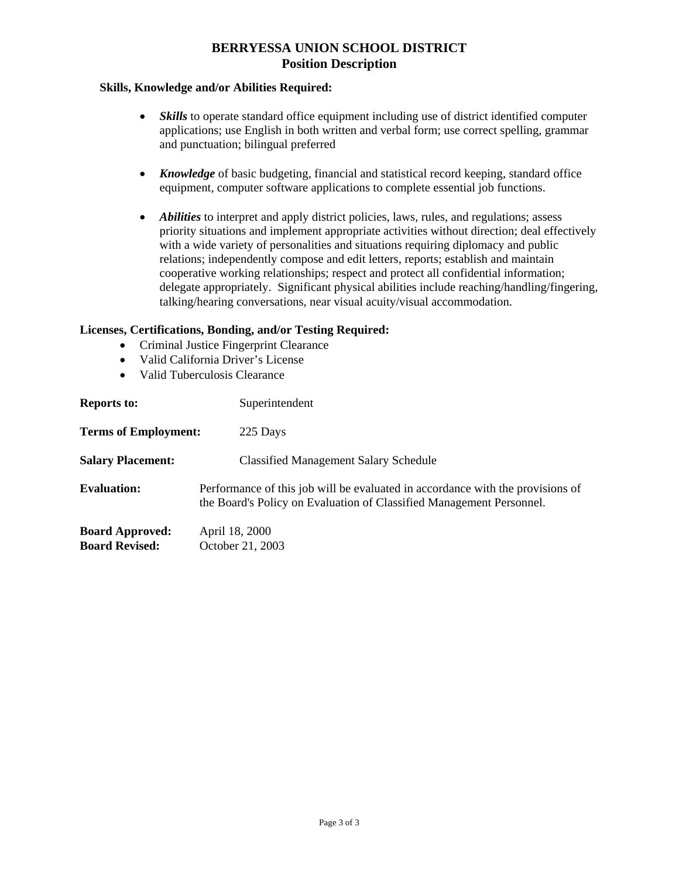# BERRYESSA UNION SCHOOL DISTRICT
## Position Description

**Skills, Knowledge and/or Abilities Required:**

- ***Skills*** to operate standard office equipment including use of district identified computer applications; use English in both written and verbal form; use correct spelling, grammar and punctuation; bilingual preferred

- ***Knowledge*** of basic budgeting, financial and statistical record keeping, standard office equipment, computer software applications to complete essential job functions.

- ***Abilities*** to interpret and apply district policies, laws, rules, and regulations; assess priority situations and implement appropriate activities without direction; deal effectively with a wide variety of personalities and situations requiring diplomacy and public relations; independently compose and edit letters, reports; establish and maintain cooperative working relationships; respect and protect all confidential information; delegate appropriately. Significant physical abilities include reaching/handling/fingering, talking/hearing conversations, near visual acuity/visual accommodation.

**Licenses, Certifications, Bonding, and/or Testing Required:**

- Criminal Justice Fingerprint Clearance
- Valid California Driver's License
- Valid Tuberculosis Clearance

**Reports to:** Superintendent

**Terms of Employment:** 225 Days

**Salary Placement:** Classified Management Salary Schedule

**Evaluation:** Performance of this job will be evaluated in accordance with the provisions of the Board's Policy on Evaluation of Classified Management Personnel.

**Board Approved:** April 18, 2000
**Board Revised:** October 21, 2003